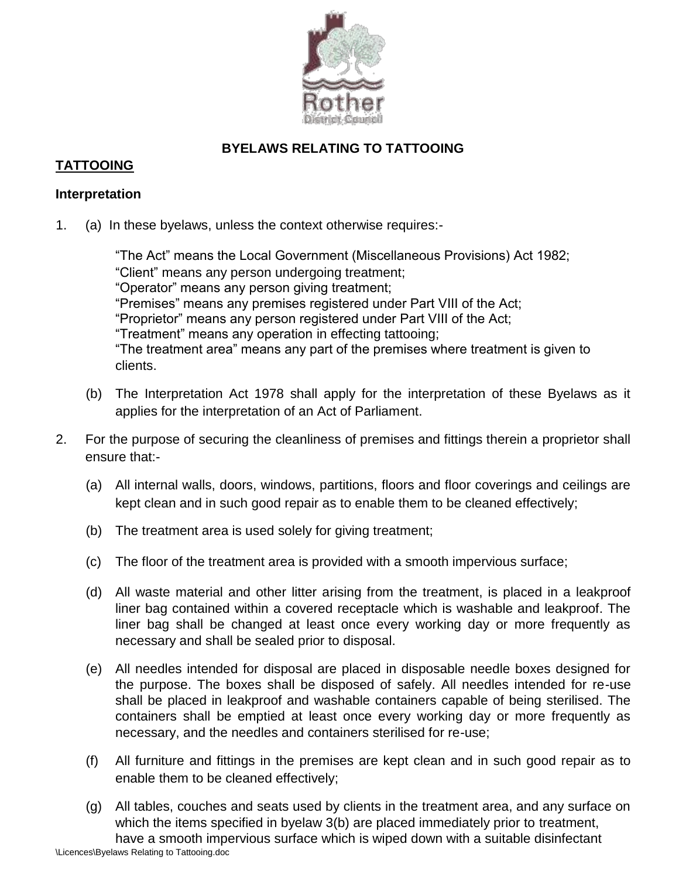## BYELAWS RELATING TO TATTOOING

### TATTOOING

### Interpretation

1. (a) In these byelaws, unless the context otherwise requires:-

   "The Act" means the Local Government (Miscellaneous Provisions) Act 1982;
   "Client" means any person undergoing treatment;
   "Operator" means any person giving treatment;
   "Premises" means any premises registered under Part VIII of the Act;
   "Proprietor" means any person registered under Part VIII of the Act;
   "Treatment" means any operation in effecting tattooing;
   "The treatment area" means any part of the premises where treatment is given to clients.

   (b) The Interpretation Act 1978 shall apply for the interpretation of these Byelaws as it applies for the interpretation of an Act of Parliament.

2. For the purpose of securing the cleanliness of premises and fittings therein a proprietor shall ensure that:-

   (a) All internal walls, doors, windows, partitions, floors and floor coverings and ceilings are kept clean and in such good repair as to enable them to be cleaned effectively;

   (b) The treatment area is used solely for giving treatment;

   (c) The floor of the treatment area is provided with a smooth impervious surface;

   (d) All waste material and other litter arising from the treatment, is placed in a leakproof liner bag contained within a covered receptacle which is washable and leakproof. The liner bag shall be changed at least once every working day or more frequently as necessary and shall be sealed prior to disposal.

   (e) All needles intended for disposal are placed in disposable needle boxes designed for the purpose. The boxes shall be disposed of safely. All needles intended for re-use shall be placed in leakproof and washable containers capable of being sterilised. The containers shall be emptied at least once every working day or more frequently as necessary, and the needles and containers sterilised for re-use;

   (f) All furniture and fittings in the premises are kept clean and in such good repair as to enable them to be cleaned effectively;

   (g) All tables, couches and seats used by clients in the treatment area, and any surface on which the items specified in byelaw 3(b) are placed immediately prior to treatment, have a smooth impervious surface which is wiped down with a suitable disinfectant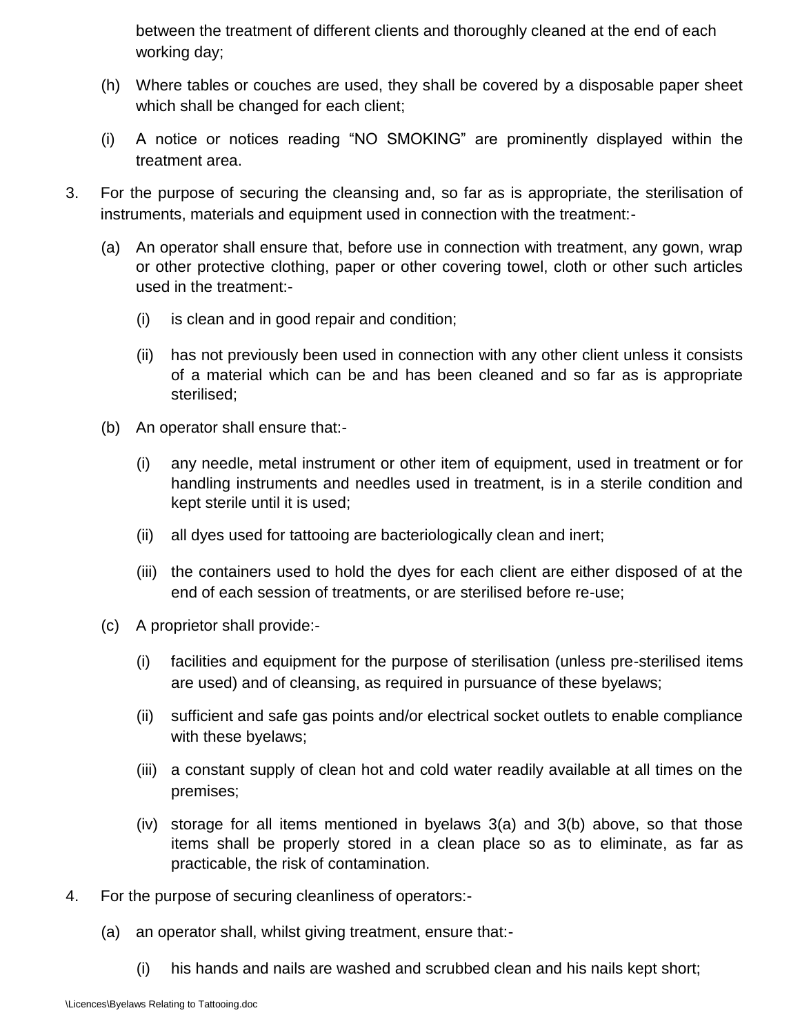between the treatment of different clients and thoroughly cleaned at the end of each working day;

(h) Where tables or couches are used, they shall be covered by a disposable paper sheet which shall be changed for each client;

(i) A notice or notices reading "NO SMOKING" are prominently displayed within the treatment area.

3. For the purpose of securing the cleansing and, so far as is appropriate, the sterilisation of instruments, materials and equipment used in connection with the treatment:-

   (a) An operator shall ensure that, before use in connection with treatment, any gown, wrap or other protective clothing, paper or other covering towel, cloth or other such articles used in the treatment:-

      (i) is clean and in good repair and condition;

      (ii) has not previously been used in connection with any other client unless it consists of a material which can be and has been cleaned and so far as is appropriate sterilised;

   (b) An operator shall ensure that:-

      (i) any needle, metal instrument or other item of equipment, used in treatment or for handling instruments and needles used in treatment, is in a sterile condition and kept sterile until it is used;

      (ii) all dyes used for tattooing are bacteriologically clean and inert;

      (iii) the containers used to hold the dyes for each client are either disposed of at the end of each session of treatments, or are sterilised before re-use;

   (c) A proprietor shall provide:-

      (i) facilities and equipment for the purpose of sterilisation (unless pre-sterilised items are used) and of cleansing, as required in pursuance of these byelaws;

      (ii) sufficient and safe gas points and/or electrical socket outlets to enable compliance with these byelaws;

      (iii) a constant supply of clean hot and cold water readily available at all times on the premises;

      (iv) storage for all items mentioned in byelaws 3(a) and 3(b) above, so that those items shall be properly stored in a clean place so as to eliminate, as far as practicable, the risk of contamination.

4. For the purpose of securing cleanliness of operators:-

   (a) an operator shall, whilst giving treatment, ensure that:-

      (i) his hands and nails are washed and scrubbed clean and his nails kept short;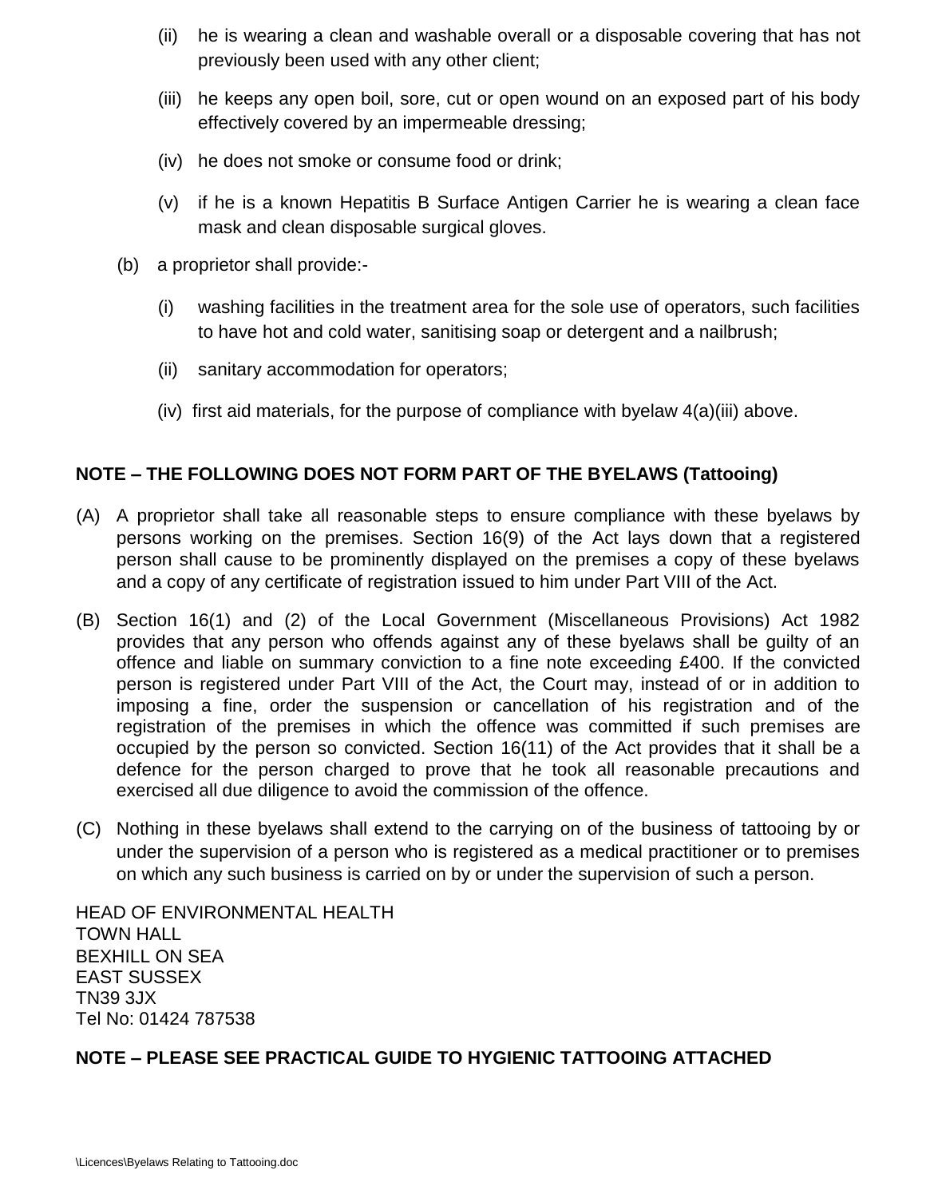(ii) he is wearing a clean and washable overall or a disposable covering that has not previously been used with any other client;

(iii) he keeps any open boil, sore, cut or open wound on an exposed part of his body effectively covered by an impermeable dressing;

(iv) he does not smoke or consume food or drink;

(v) if he is a known Hepatitis B Surface Antigen Carrier he is wearing a clean face mask and clean disposable surgical gloves.

(b) a proprietor shall provide:-

(i) washing facilities in the treatment area for the sole use of operators, such facilities to have hot and cold water, sanitising soap or detergent and a nailbrush;

(ii) sanitary accommodation for operators;

(iv) first aid materials, for the purpose of compliance with byelaw 4(a)(iii) above.

**NOTE – THE FOLLOWING DOES NOT FORM PART OF THE BYELAWS (Tattooing)**

(A) A proprietor shall take all reasonable steps to ensure compliance with these byelaws by persons working on the premises. Section 16(9) of the Act lays down that a registered person shall cause to be prominently displayed on the premises a copy of these byelaws and a copy of any certificate of registration issued to him under Part VIII of the Act.

(B) Section 16(1) and (2) of the Local Government (Miscellaneous Provisions) Act 1982 provides that any person who offends against any of these byelaws shall be guilty of an offence and liable on summary conviction to a fine note exceeding £400. If the convicted person is registered under Part VIII of the Act, the Court may, instead of or in addition to imposing a fine, order the suspension or cancellation of his registration and of the registration of the premises in which the offence was committed if such premises are occupied by the person so convicted. Section 16(11) of the Act provides that it shall be a defence for the person charged to prove that he took all reasonable precautions and exercised all due diligence to avoid the commission of the offence.

(C) Nothing in these byelaws shall extend to the carrying on of the business of tattooing by or under the supervision of a person who is registered as a medical practitioner or to premises on which any such business is carried on by or under the supervision of such a person.

HEAD OF ENVIRONMENTAL HEALTH
TOWN HALL
BEXHILL ON SEA
EAST SUSSEX
TN39 3JX
Tel No: 01424 787538

**NOTE – PLEASE SEE PRACTICAL GUIDE TO HYGIENIC TATTOOING ATTACHED**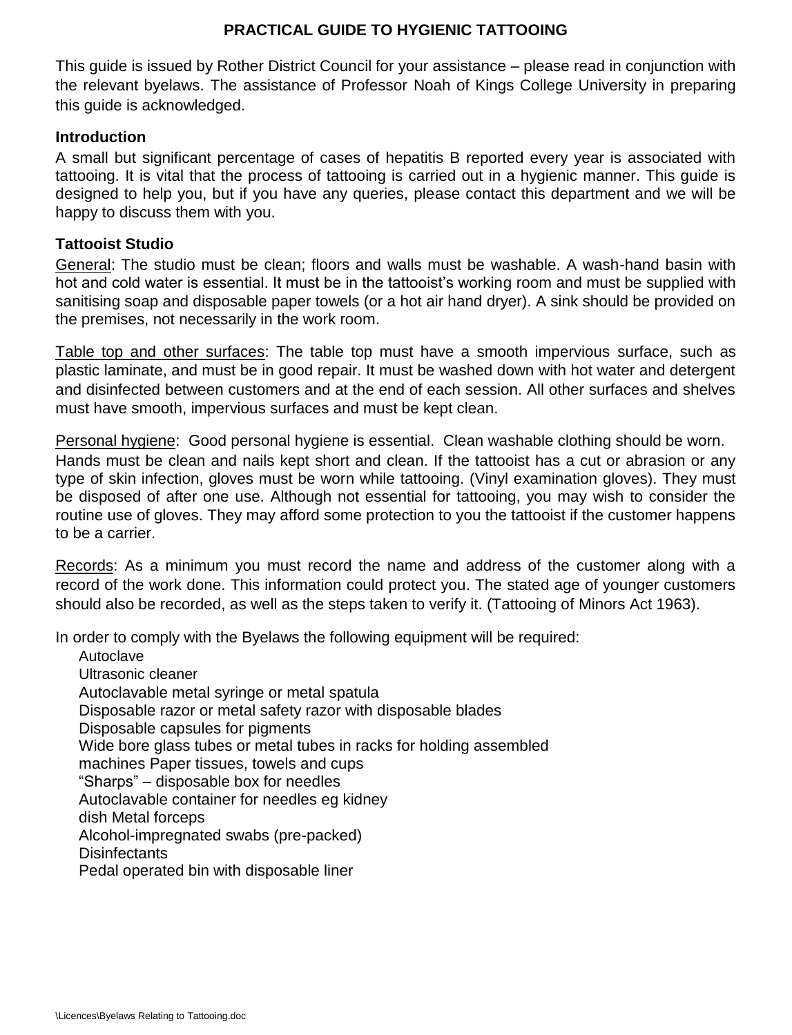# PRACTICAL GUIDE TO HYGIENIC TATTOOING

This guide is issued by Rother District Council for your assistance – please read in conjunction with the relevant byelaws. The assistance of Professor Noah of Kings College University in preparing this guide is acknowledged.

### Introduction

A small but significant percentage of cases of hepatitis B reported every year is associated with tattooing. It is vital that the process of tattooing is carried out in a hygienic manner. This guide is designed to help you, but if you have any queries, please contact this department and we will be happy to discuss them with you.

### Tattooist Studio

General: The studio must be clean; floors and walls must be washable. A wash-hand basin with hot and cold water is essential. It must be in the tattooist's working room and must be supplied with sanitising soap and disposable paper towels (or a hot air hand dryer). A sink should be provided on the premises, not necessarily in the work room.

Table top and other surfaces: The table top must have a smooth impervious surface, such as plastic laminate, and must be in good repair. It must be washed down with hot water and detergent and disinfected between customers and at the end of each session. All other surfaces and shelves must have smooth, impervious surfaces and must be kept clean.

Personal hygiene: Good personal hygiene is essential. Clean washable clothing should be worn. Hands must be clean and nails kept short and clean. If the tattooist has a cut or abrasion or any type of skin infection, gloves must be worn while tattooing. (Vinyl examination gloves). They must be disposed of after one use. Although not essential for tattooing, you may wish to consider the routine use of gloves. They may afford some protection to you the tattooist if the customer happens to be a carrier.

Records: As a minimum you must record the name and address of the customer along with a record of the work done. This information could protect you. The stated age of younger customers should also be recorded, as well as the steps taken to verify it. (Tattooing of Minors Act 1963).

In order to comply with the Byelaws the following equipment will be required:

- Autoclave
- Ultrasonic cleaner
- Autoclavable metal syringe or metal spatula
- Disposable razor or metal safety razor with disposable blades
- Disposable capsules for pigments
- Wide bore glass tubes or metal tubes in racks for holding assembled machines
- Paper tissues, towels and cups
- "Sharps" – disposable box for needles
- Autoclavable container for needles eg kidney dish
- Metal forceps
- Alcohol-impregnated swabs (pre-packed)
- Disinfectants
- Pedal operated bin with disposable liner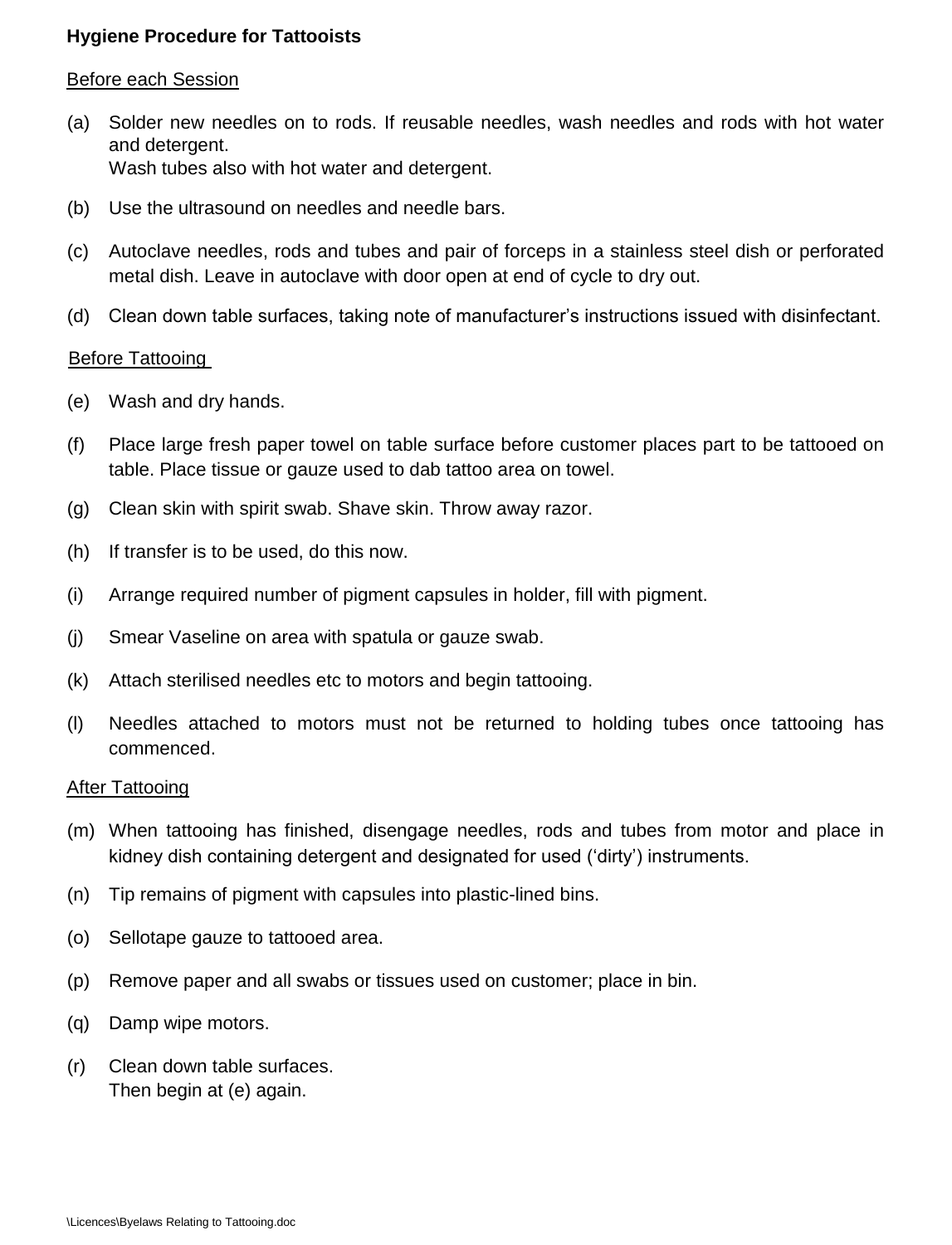**Hygiene Procedure for Tattooists**

Before each Session

(a) Solder new needles on to rods. If reusable needles, wash needles and rods with hot water and detergent.
Wash tubes also with hot water and detergent.

(b) Use the ultrasound on needles and needle bars.

(c) Autoclave needles, rods and tubes and pair of forceps in a stainless steel dish or perforated metal dish. Leave in autoclave with door open at end of cycle to dry out.

(d) Clean down table surfaces, taking note of manufacturer's instructions issued with disinfectant.

Before Tattooing

(e) Wash and dry hands.

(f) Place large fresh paper towel on table surface before customer places part to be tattooed on table. Place tissue or gauze used to dab tattoo area on towel.

(g) Clean skin with spirit swab. Shave skin. Throw away razor.

(h) If transfer is to be used, do this now.

(i) Arrange required number of pigment capsules in holder, fill with pigment.

(j) Smear Vaseline on area with spatula or gauze swab.

(k) Attach sterilised needles etc to motors and begin tattooing.

(l) Needles attached to motors must not be returned to holding tubes once tattooing has commenced.

After Tattooing

(m) When tattooing has finished, disengage needles, rods and tubes from motor and place in kidney dish containing detergent and designated for used ('dirty') instruments.

(n) Tip remains of pigment with capsules into plastic-lined bins.

(o) Sellotape gauze to tattooed area.

(p) Remove paper and all swabs or tissues used on customer; place in bin.

(q) Damp wipe motors.

(r) Clean down table surfaces.
Then begin at (e) again.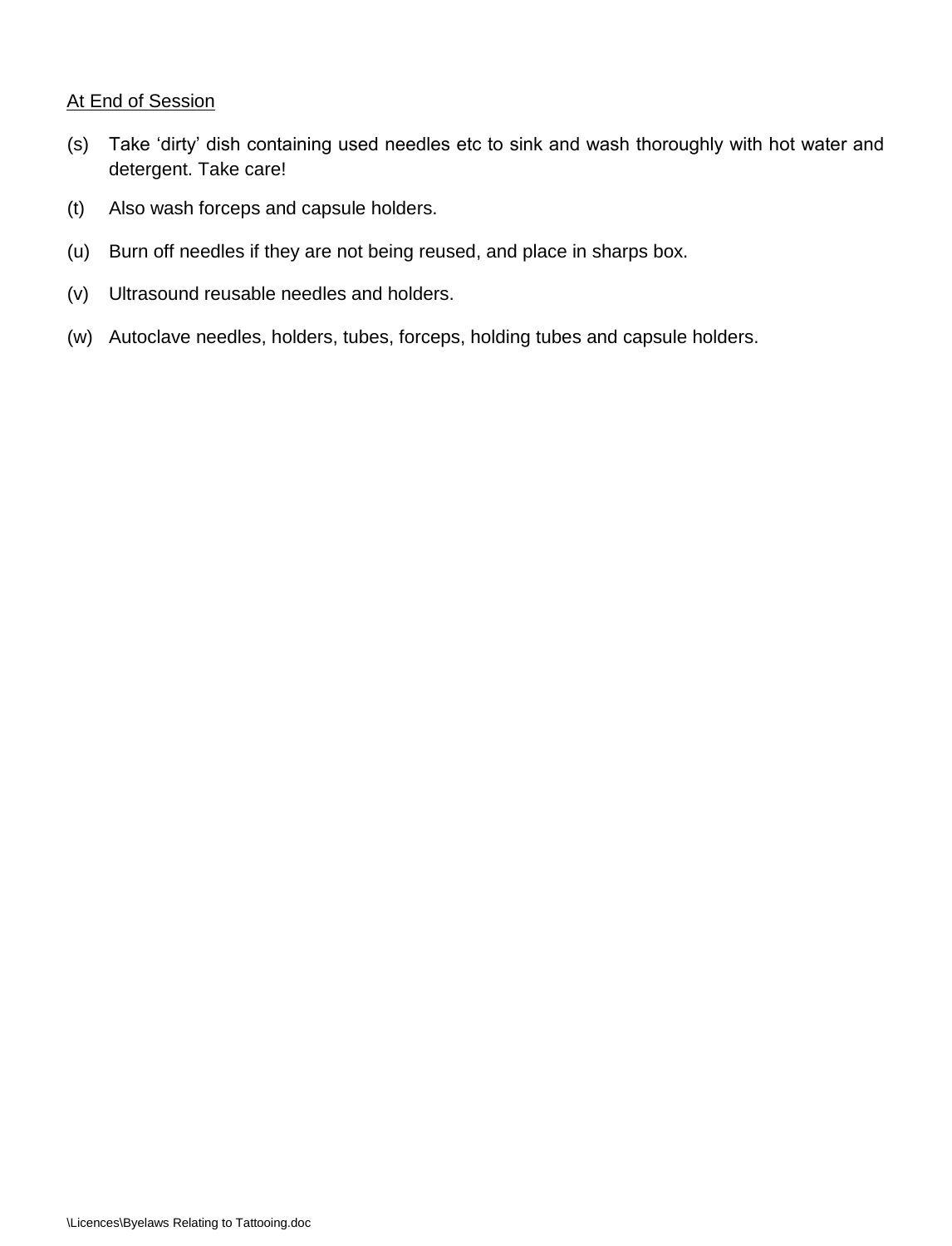At End of Session

(s) Take 'dirty' dish containing used needles etc to sink and wash thoroughly with hot water and detergent. Take care!

(t) Also wash forceps and capsule holders.

(u) Burn off needles if they are not being reused, and place in sharps box.

(v) Ultrasound reusable needles and holders.

(w) Autoclave needles, holders, tubes, forceps, holding tubes and capsule holders.